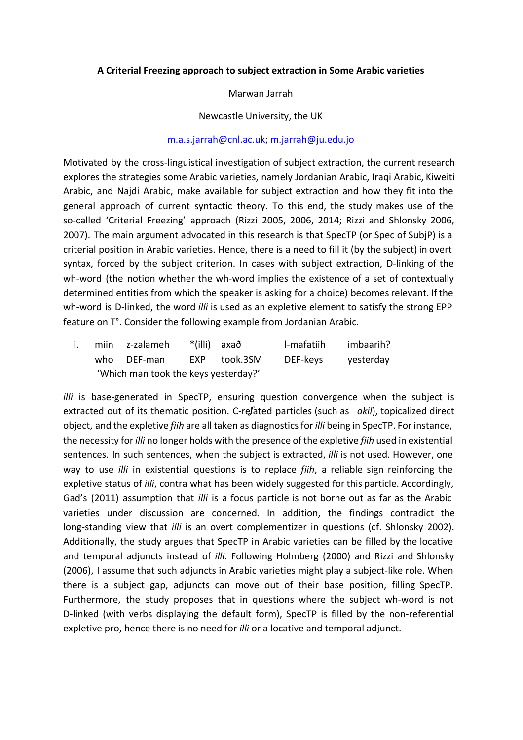**A Criterial Freezing approach to subject extraction in Some Arabic varieties**

Marwan Jarrah

Newcastle University, the UK

m.a.s.jarrah@cnl.ac.uk; m.jarrah@ju.edu.jo

Motivated by the cross-linguistical investigation of subject extraction, the current research explores the strategies some Arabic varieties, namely Jordanian Arabic, Iraqi Arabic, Kiweiti Arabic, and Najdi Arabic, make available for subject extraction and how they fit into the general approach of current syntactic theory. To this end, the study makes use of the so-called 'Criterial Freezing' approach (Rizzi 2005, 2006, 2014; Rizzi and Shlonsky 2006, 2007). The main argument advocated in this research is that SpecTP (or Spec of SubjP) is a criterial position in Arabic varieties. Hence, there is a need to fill it (by the subject) in overt syntax, forced by the subject criterion. In cases with subject extraction, D-linking of the wh-word (the notion whether the wh-word implies the existence of a set of contextually determined entities from which the speaker is asking for a choice) becomes relevant. If the wh-word is D-linked, the word *illi* is used as an expletive element to satisfy the strong EPP feature on T°. Consider the following example from Jordanian Arabic.

i. miin z-zalameh \*(illi) axað l-mafatiih imbaarih?
   who DEF-man EXP took.3SM DEF-keys yesterday
   'Which man took the keys yesterday?'

*illi* is base-generated in SpecTP, ensuring question convergence when the subject is extracted out of its thematic position. C-reʃated particles (such as *akil*), topicalized direct object, and the expletive *fiih* are all taken as diagnostics for *illi* being in SpecTP. For instance, the necessity for *illi* no longer holds with the presence of the expletive *fiih* used in existential sentences. In such sentences, when the subject is extracted, *illi* is not used. However, one way to use *illi* in existential questions is to replace *fiih*, a reliable sign reinforcing the expletive status of *illi*, contra what has been widely suggested for this particle. Accordingly, Gad's (2011) assumption that *illi* is a focus particle is not borne out as far as the Arabic varieties under discussion are concerned. In addition, the findings contradict the long-standing view that *illi* is an overt complementizer in questions (cf. Shlonsky 2002). Additionally, the study argues that SpecTP in Arabic varieties can be filled by the locative and temporal adjuncts instead of *illi*. Following Holmberg (2000) and Rizzi and Shlonsky (2006), I assume that such adjuncts in Arabic varieties might play a subject-like role. When there is a subject gap, adjuncts can move out of their base position, filling SpecTP. Furthermore, the study proposes that in questions where the subject wh-word is not D-linked (with verbs displaying the default form), SpecTP is filled by the non-referential expletive pro, hence there is no need for *illi* or a locative and temporal adjunct.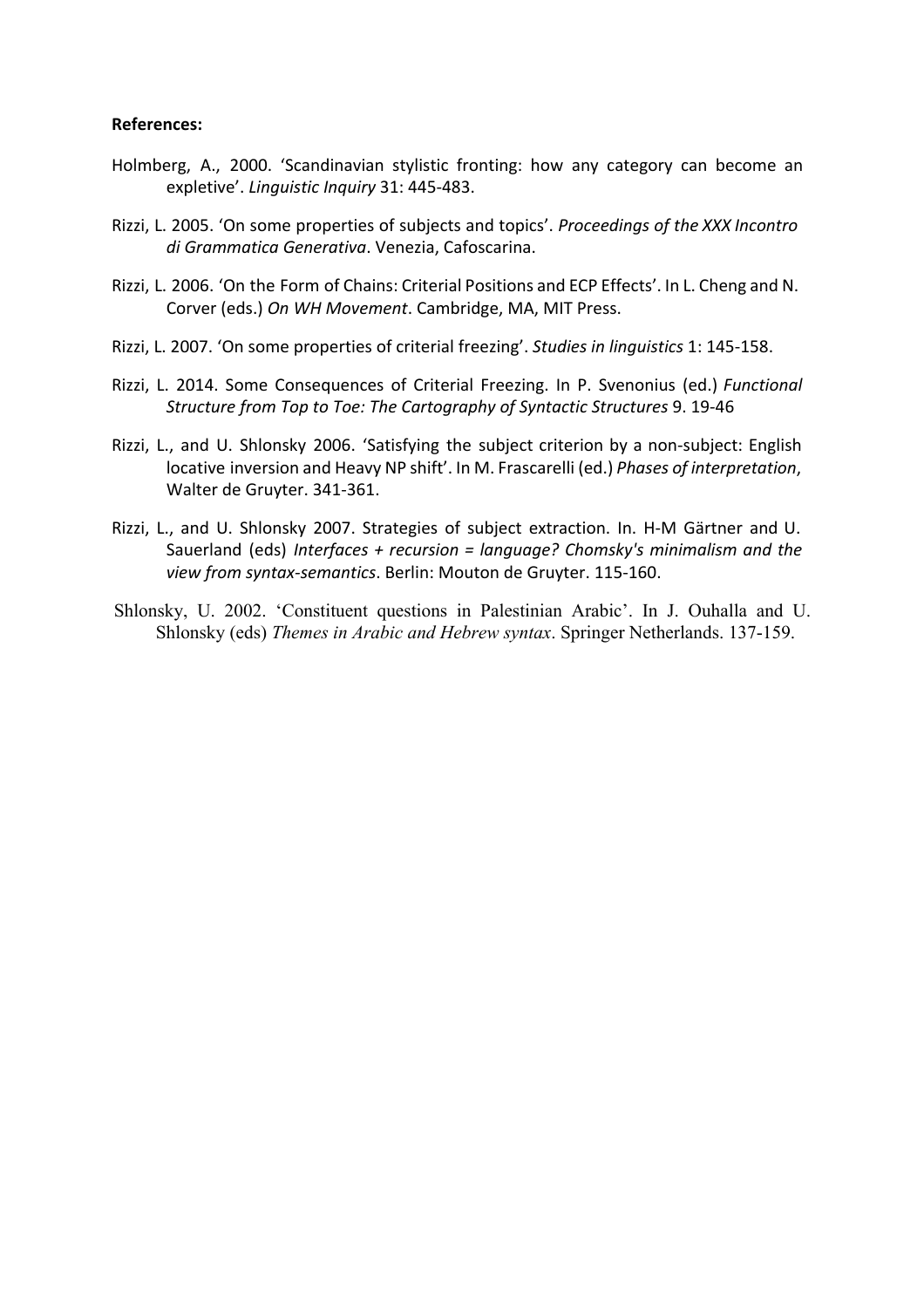**References:**

Holmberg, A., 2000. 'Scandinavian stylistic fronting: how any category can become an expletive'. *Linguistic Inquiry* 31: 445-483.

Rizzi, L. 2005. 'On some properties of subjects and topics'. *Proceedings of the XXX Incontro di Grammatica Generativa*. Venezia, Cafoscarina.

Rizzi, L. 2006. 'On the Form of Chains: Criterial Positions and ECP Effects'. In L. Cheng and N. Corver (eds.) *On WH Movement*. Cambridge, MA, MIT Press.

Rizzi, L. 2007. 'On some properties of criterial freezing'. *Studies in linguistics* 1: 145-158.

Rizzi, L. 2014. Some Consequences of Criterial Freezing. In P. Svenonius (ed.) *Functional Structure from Top to Toe: The Cartography of Syntactic Structures* 9. 19-46

Rizzi, L., and U. Shlonsky 2006. 'Satisfying the subject criterion by a non-subject: English locative inversion and Heavy NP shift'. In M. Frascarelli (ed.) *Phases of interpretation*, Walter de Gruyter. 341-361.

Rizzi, L., and U. Shlonsky 2007. Strategies of subject extraction. In. H-M Gärtner and U. Sauerland (eds) *Interfaces + recursion = language? Chomsky's minimalism and the view from syntax-semantics*. Berlin: Mouton de Gruyter. 115-160.

Shlonsky, U. 2002. 'Constituent questions in Palestinian Arabic'. In J. Ouhalla and U. Shlonsky (eds) *Themes in Arabic and Hebrew syntax*. Springer Netherlands. 137-159.